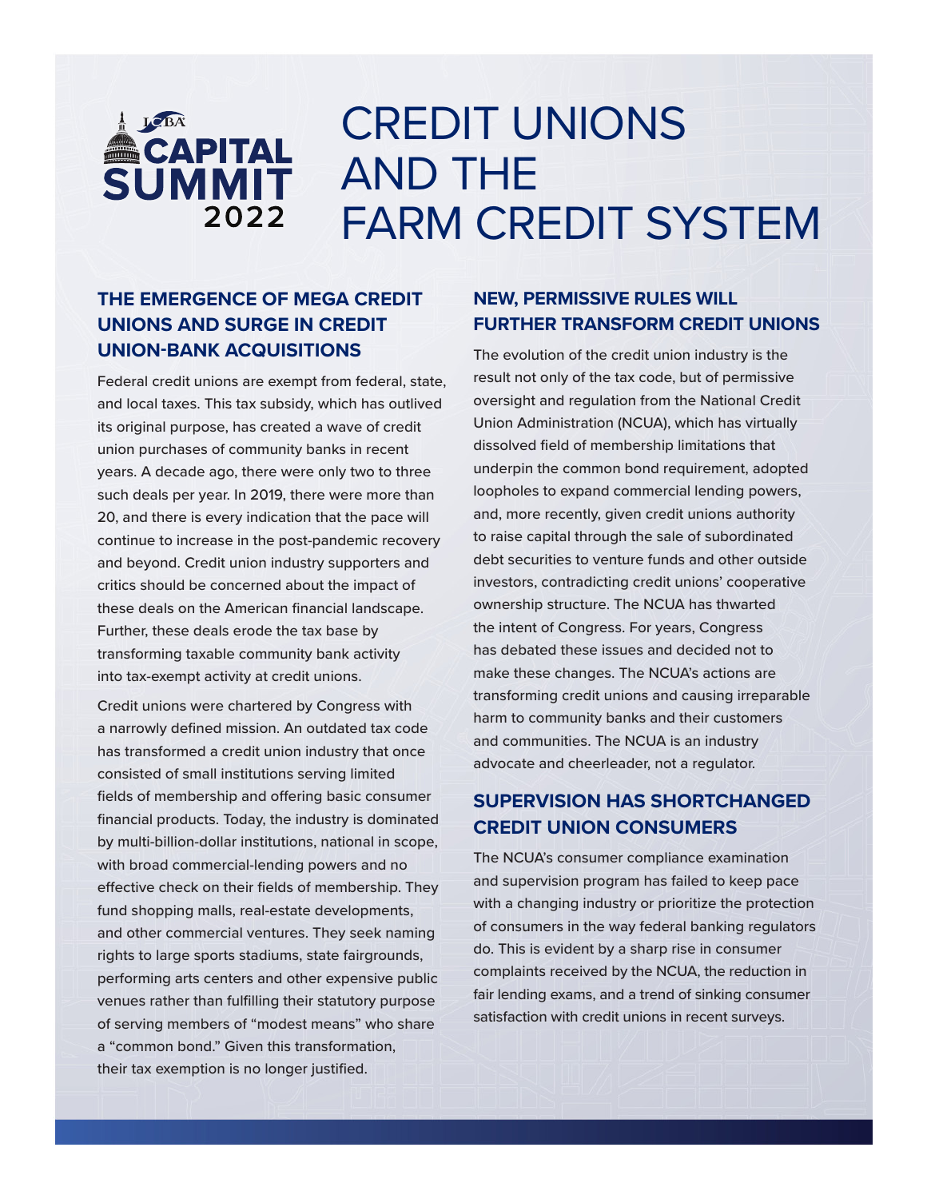ICBA CAPITAL SUMMIT 2022

# CREDIT UNIONS AND THE FARM CREDIT SYSTEM

## THE EMERGENCE OF MEGA CREDIT UNIONS AND SURGE IN CREDIT UNION-BANK ACQUISITIONS

Federal credit unions are exempt from federal, state, and local taxes. This tax subsidy, which has outlived its original purpose, has created a wave of credit union purchases of community banks in recent years. A decade ago, there were only two to three such deals per year. In 2019, there were more than 20, and there is every indication that the pace will continue to increase in the post-pandemic recovery and beyond. Credit union industry supporters and critics should be concerned about the impact of these deals on the American financial landscape. Further, these deals erode the tax base by transforming taxable community bank activity into tax-exempt activity at credit unions.

Credit unions were chartered by Congress with a narrowly defined mission. An outdated tax code has transformed a credit union industry that once consisted of small institutions serving limited fields of membership and offering basic consumer financial products. Today, the industry is dominated by multi-billion-dollar institutions, national in scope, with broad commercial-lending powers and no effective check on their fields of membership. They fund shopping malls, real-estate developments, and other commercial ventures. They seek naming rights to large sports stadiums, state fairgrounds, performing arts centers and other expensive public venues rather than fulfilling their statutory purpose of serving members of "modest means" who share a "common bond." Given this transformation, their tax exemption is no longer justified.

## NEW, PERMISSIVE RULES WILL FURTHER TRANSFORM CREDIT UNIONS

The evolution of the credit union industry is the result not only of the tax code, but of permissive oversight and regulation from the National Credit Union Administration (NCUA), which has virtually dissolved field of membership limitations that underpin the common bond requirement, adopted loopholes to expand commercial lending powers, and, more recently, given credit unions authority to raise capital through the sale of subordinated debt securities to venture funds and other outside investors, contradicting credit unions' cooperative ownership structure. The NCUA has thwarted the intent of Congress. For years, Congress has debated these issues and decided not to make these changes. The NCUA's actions are transforming credit unions and causing irreparable harm to community banks and their customers and communities. The NCUA is an industry advocate and cheerleader, not a regulator.

## SUPERVISION HAS SHORTCHANGED CREDIT UNION CONSUMERS

The NCUA's consumer compliance examination and supervision program has failed to keep pace with a changing industry or prioritize the protection of consumers in the way federal banking regulators do. This is evident by a sharp rise in consumer complaints received by the NCUA, the reduction in fair lending exams, and a trend of sinking consumer satisfaction with credit unions in recent surveys.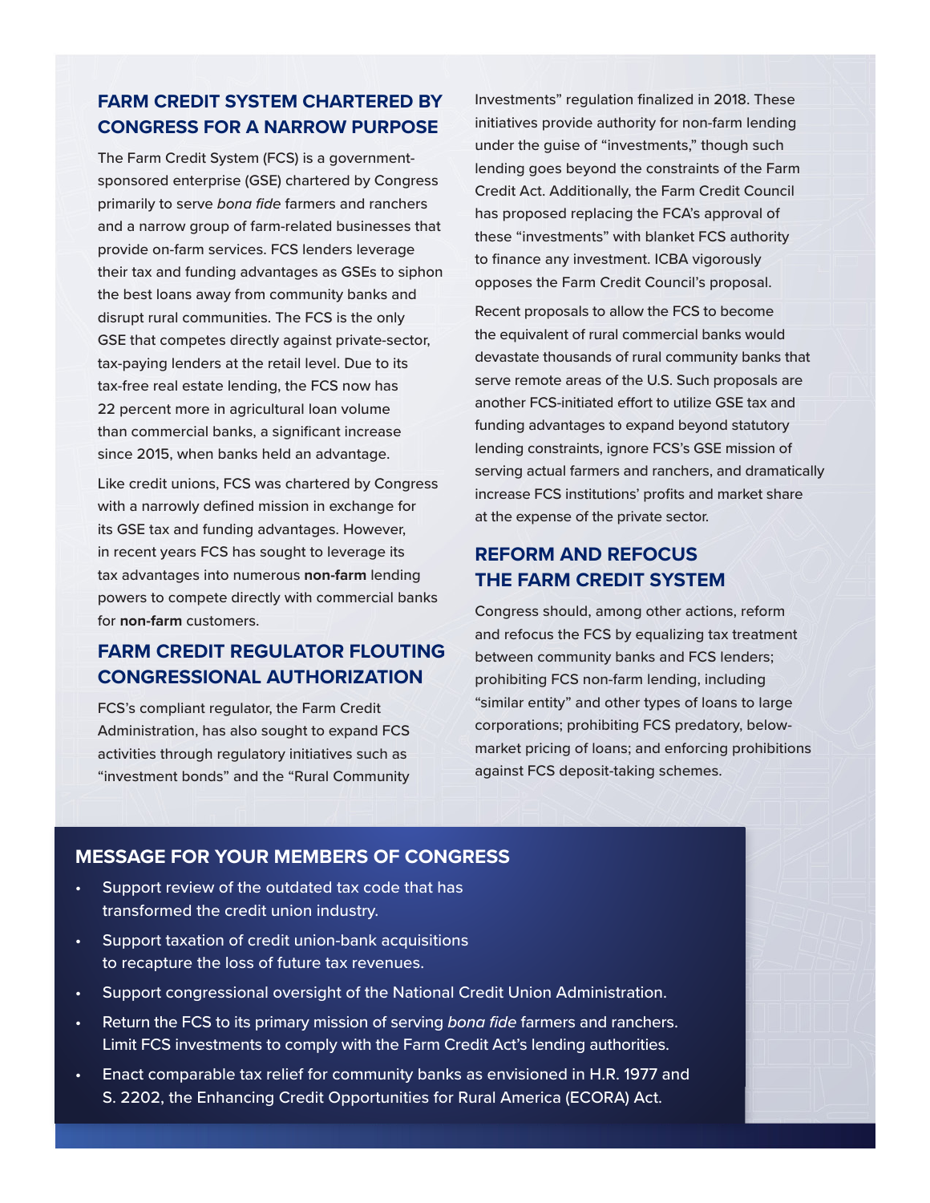## FARM CREDIT SYSTEM CHARTERED BY CONGRESS FOR A NARROW PURPOSE

The Farm Credit System (FCS) is a government-sponsored enterprise (GSE) chartered by Congress primarily to serve *bona fide* farmers and ranchers and a narrow group of farm-related businesses that provide on-farm services. FCS lenders leverage their tax and funding advantages as GSEs to siphon the best loans away from community banks and disrupt rural communities. The FCS is the only GSE that competes directly against private-sector, tax-paying lenders at the retail level. Due to its tax-free real estate lending, the FCS now has 22 percent more in agricultural loan volume than commercial banks, a significant increase since 2015, when banks held an advantage.

Like credit unions, FCS was chartered by Congress with a narrowly defined mission in exchange for its GSE tax and funding advantages. However, in recent years FCS has sought to leverage its tax advantages into numerous **non-farm** lending powers to compete directly with commercial banks for **non-farm** customers.

## FARM CREDIT REGULATOR FLOUTING CONGRESSIONAL AUTHORIZATION

FCS's compliant regulator, the Farm Credit Administration, has also sought to expand FCS activities through regulatory initiatives such as "investment bonds" and the "Rural Community Investments" regulation finalized in 2018. These initiatives provide authority for non-farm lending under the guise of "investments," though such lending goes beyond the constraints of the Farm Credit Act. Additionally, the Farm Credit Council has proposed replacing the FCA's approval of these "investments" with blanket FCS authority to finance any investment. ICBA vigorously opposes the Farm Credit Council's proposal.

Recent proposals to allow the FCS to become the equivalent of rural commercial banks would devastate thousands of rural community banks that serve remote areas of the U.S. Such proposals are another FCS-initiated effort to utilize GSE tax and funding advantages to expand beyond statutory lending constraints, ignore FCS's GSE mission of serving actual farmers and ranchers, and dramatically increase FCS institutions' profits and market share at the expense of the private sector.

## REFORM AND REFOCUS THE FARM CREDIT SYSTEM

Congress should, among other actions, reform and refocus the FCS by equalizing tax treatment between community banks and FCS lenders; prohibiting FCS non-farm lending, including "similar entity" and other types of loans to large corporations; prohibiting FCS predatory, below-market pricing of loans; and enforcing prohibitions against FCS deposit-taking schemes.

### MESSAGE FOR YOUR MEMBERS OF CONGRESS

- Support review of the outdated tax code that has transformed the credit union industry.
- Support taxation of credit union-bank acquisitions to recapture the loss of future tax revenues.
- Support congressional oversight of the National Credit Union Administration.
- Return the FCS to its primary mission of serving *bona fide* farmers and ranchers. Limit FCS investments to comply with the Farm Credit Act's lending authorities.
- Enact comparable tax relief for community banks as envisioned in H.R. 1977 and S. 2202, the Enhancing Credit Opportunities for Rural America (ECORA) Act.